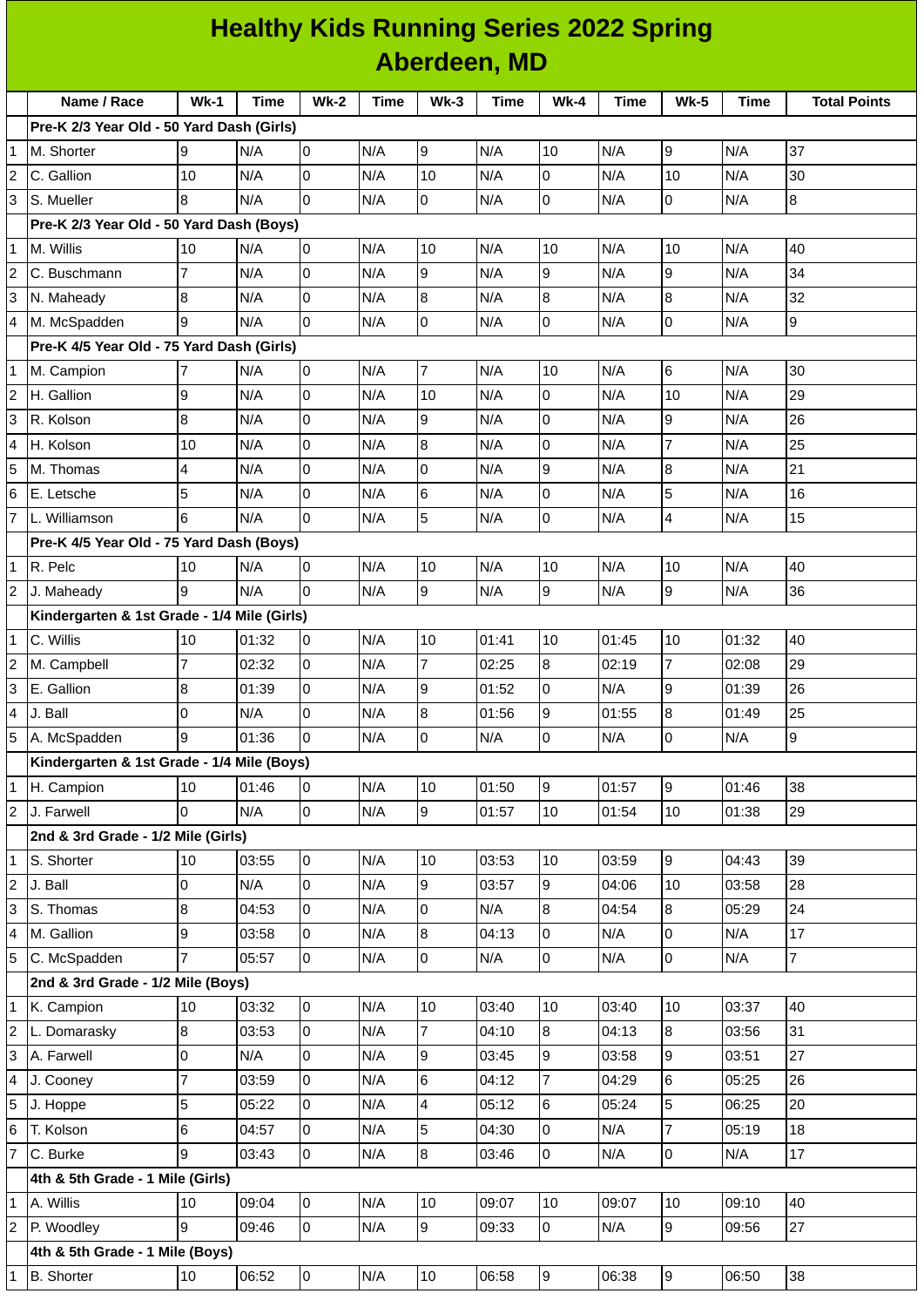# Healthy Kids Running Series 2022 Spring
## Aberdeen, MD

| | Name / Race | Wk-1 | Time | Wk-2 | Time | Wk-3 | Time | Wk-4 | Time | Wk-5 | Time | Total Points |
|---|---|---|---|---|---|---|---|---|---|---|---|---|
| | **Pre-K 2/3 Year Old - 50 Yard Dash (Girls)** | | | | | | | | | | | |
| 1 | M. Shorter | 9 | N/A | 0 | N/A | 9 | N/A | 10 | N/A | 9 | N/A | 37 |
| 2 | C. Gallion | 10 | N/A | 0 | N/A | 10 | N/A | 0 | N/A | 10 | N/A | 30 |
| 3 | S. Mueller | 8 | N/A | 0 | N/A | 0 | N/A | 0 | N/A | 0 | N/A | 8 |
| | **Pre-K 2/3 Year Old - 50 Yard Dash (Boys)** | | | | | | | | | | | |
| 1 | M. Willis | 10 | N/A | 0 | N/A | 10 | N/A | 10 | N/A | 10 | N/A | 40 |
| 2 | C. Buschmann | 7 | N/A | 0 | N/A | 9 | N/A | 9 | N/A | 9 | N/A | 34 |
| 3 | N. Maheady | 8 | N/A | 0 | N/A | 8 | N/A | 8 | N/A | 8 | N/A | 32 |
| 4 | M. McSpadden | 9 | N/A | 0 | N/A | 0 | N/A | 0 | N/A | 0 | N/A | 9 |
| | **Pre-K 4/5 Year Old - 75 Yard Dash (Girls)** | | | | | | | | | | | |
| 1 | M. Campion | 7 | N/A | 0 | N/A | 7 | N/A | 10 | N/A | 6 | N/A | 30 |
| 2 | H. Gallion | 9 | N/A | 0 | N/A | 10 | N/A | 0 | N/A | 10 | N/A | 29 |
| 3 | R. Kolson | 8 | N/A | 0 | N/A | 9 | N/A | 0 | N/A | 9 | N/A | 26 |
| 4 | H. Kolson | 10 | N/A | 0 | N/A | 8 | N/A | 0 | N/A | 7 | N/A | 25 |
| 5 | M. Thomas | 4 | N/A | 0 | N/A | 0 | N/A | 9 | N/A | 8 | N/A | 21 |
| 6 | E. Letsche | 5 | N/A | 0 | N/A | 6 | N/A | 0 | N/A | 5 | N/A | 16 |
| 7 | L. Williamson | 6 | N/A | 0 | N/A | 5 | N/A | 0 | N/A | 4 | N/A | 15 |
| | **Pre-K 4/5 Year Old - 75 Yard Dash (Boys)** | | | | | | | | | | | |
| 1 | R. Pelc | 10 | N/A | 0 | N/A | 10 | N/A | 10 | N/A | 10 | N/A | 40 |
| 2 | J. Maheady | 9 | N/A | 0 | N/A | 9 | N/A | 9 | N/A | 9 | N/A | 36 |
| | **Kindergarten & 1st Grade - 1/4 Mile (Girls)** | | | | | | | | | | | |
| 1 | C. Willis | 10 | 01:32 | 0 | N/A | 10 | 01:41 | 10 | 01:45 | 10 | 01:32 | 40 |
| 2 | M. Campbell | 7 | 02:32 | 0 | N/A | 7 | 02:25 | 8 | 02:19 | 7 | 02:08 | 29 |
| 3 | E. Gallion | 8 | 01:39 | 0 | N/A | 9 | 01:52 | 0 | N/A | 9 | 01:39 | 26 |
| 4 | J. Ball | 0 | N/A | 0 | N/A | 8 | 01:56 | 9 | 01:55 | 8 | 01:49 | 25 |
| 5 | A. McSpadden | 9 | 01:36 | 0 | N/A | 0 | N/A | 0 | N/A | 0 | N/A | 9 |
| | **Kindergarten & 1st Grade - 1/4 Mile (Boys)** | | | | | | | | | | | |
| 1 | H. Campion | 10 | 01:46 | 0 | N/A | 10 | 01:50 | 9 | 01:57 | 9 | 01:46 | 38 |
| 2 | J. Farwell | 0 | N/A | 0 | N/A | 9 | 01:57 | 10 | 01:54 | 10 | 01:38 | 29 |
| | **2nd & 3rd Grade - 1/2 Mile (Girls)** | | | | | | | | | | | |
| 1 | S. Shorter | 10 | 03:55 | 0 | N/A | 10 | 03:53 | 10 | 03:59 | 9 | 04:43 | 39 |
| 2 | J. Ball | 0 | N/A | 0 | N/A | 9 | 03:57 | 9 | 04:06 | 10 | 03:58 | 28 |
| 3 | S. Thomas | 8 | 04:53 | 0 | N/A | 0 | N/A | 8 | 04:54 | 8 | 05:29 | 24 |
| 4 | M. Gallion | 9 | 03:58 | 0 | N/A | 8 | 04:13 | 0 | N/A | 0 | N/A | 17 |
| 5 | C. McSpadden | 7 | 05:57 | 0 | N/A | 0 | N/A | 0 | N/A | 0 | N/A | 7 |
| | **2nd & 3rd Grade - 1/2 Mile (Boys)** | | | | | | | | | | | |
| 1 | K. Campion | 10 | 03:32 | 0 | N/A | 10 | 03:40 | 10 | 03:40 | 10 | 03:37 | 40 |
| 2 | L. Domarasky | 8 | 03:53 | 0 | N/A | 7 | 04:10 | 8 | 04:13 | 8 | 03:56 | 31 |
| 3 | A. Farwell | 0 | N/A | 0 | N/A | 9 | 03:45 | 9 | 03:58 | 9 | 03:51 | 27 |
| 4 | J. Cooney | 7 | 03:59 | 0 | N/A | 6 | 04:12 | 7 | 04:29 | 6 | 05:25 | 26 |
| 5 | J. Hoppe | 5 | 05:22 | 0 | N/A | 4 | 05:12 | 6 | 05:24 | 5 | 06:25 | 20 |
| 6 | T. Kolson | 6 | 04:57 | 0 | N/A | 5 | 04:30 | 0 | N/A | 7 | 05:19 | 18 |
| 7 | C. Burke | 9 | 03:43 | 0 | N/A | 8 | 03:46 | 0 | N/A | 0 | N/A | 17 |
| | **4th & 5th Grade - 1 Mile (Girls)** | | | | | | | | | | | |
| 1 | A. Willis | 10 | 09:04 | 0 | N/A | 10 | 09:07 | 10 | 09:07 | 10 | 09:10 | 40 |
| 2 | P. Woodley | 9 | 09:46 | 0 | N/A | 9 | 09:33 | 0 | N/A | 9 | 09:56 | 27 |
| | **4th & 5th Grade - 1 Mile (Boys)** | | | | | | | | | | | |
| 1 | B. Shorter | 10 | 06:52 | 0 | N/A | 10 | 06:58 | 9 | 06:38 | 9 | 06:50 | 38 |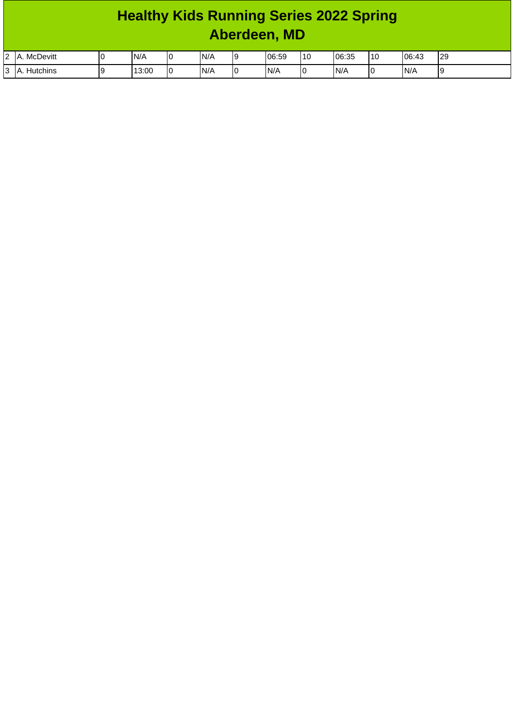# Healthy Kids Running Series 2022 Spring
## Aberdeen, MD

| | | | | | | | | | | | | |
|---|---|---|---|---|---|---|---|---|---|---|---|---|
| 2 | A. McDevitt | 0 | N/A | 0 | N/A | 9 | 06:59 | 10 | 06:35 | 10 | 06:43 | 29 |
| 3 | A. Hutchins | 9 | 13:00 | 0 | N/A | 0 | N/A | 0 | N/A | 0 | N/A | 9 |